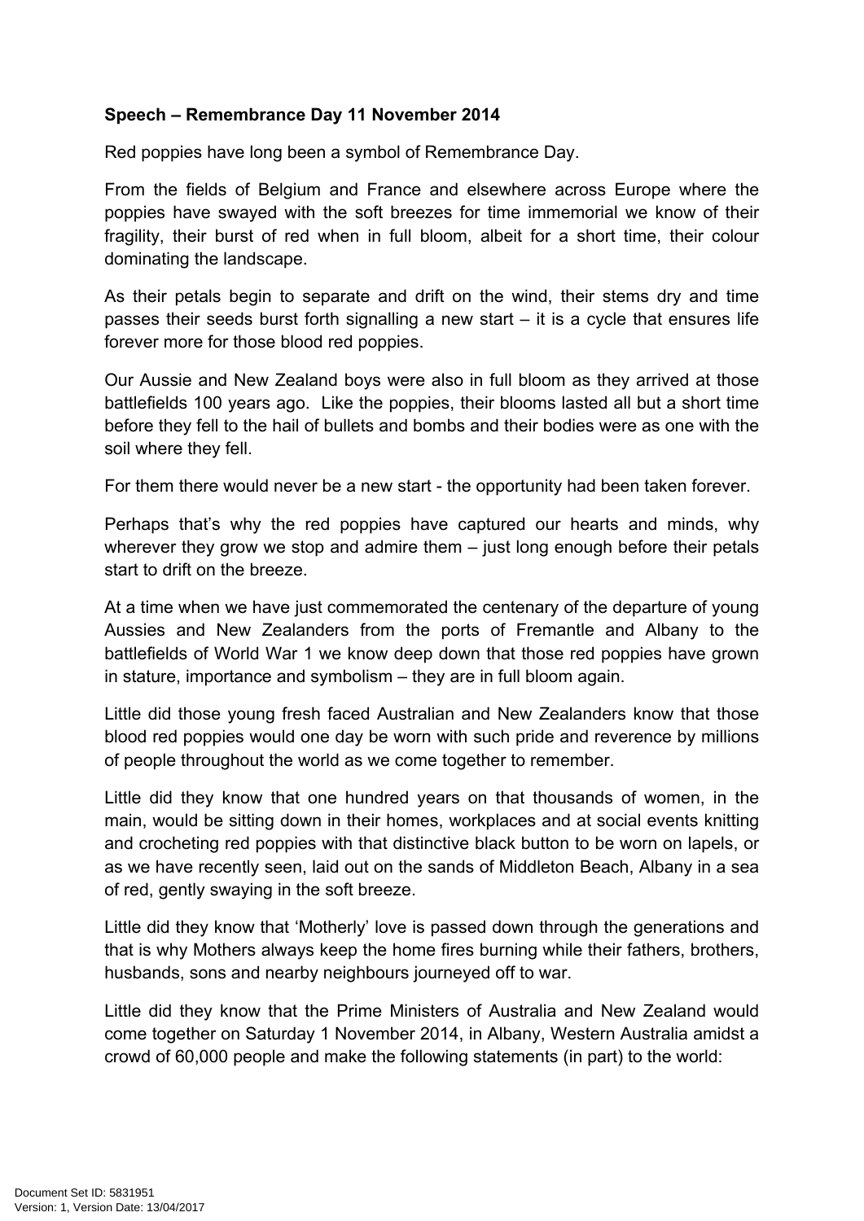**Speech – Remembrance Day 11 November 2014**

Red poppies have long been a symbol of Remembrance Day.

From the fields of Belgium and France and elsewhere across Europe where the poppies have swayed with the soft breezes for time immemorial we know of their fragility, their burst of red when in full bloom, albeit for a short time, their colour dominating the landscape.

As their petals begin to separate and drift on the wind, their stems dry and time passes their seeds burst forth signalling a new start – it is a cycle that ensures life forever more for those blood red poppies.

Our Aussie and New Zealand boys were also in full bloom as they arrived at those battlefields 100 years ago. Like the poppies, their blooms lasted all but a short time before they fell to the hail of bullets and bombs and their bodies were as one with the soil where they fell.

For them there would never be a new start - the opportunity had been taken forever.

Perhaps that's why the red poppies have captured our hearts and minds, why wherever they grow we stop and admire them – just long enough before their petals start to drift on the breeze.

At a time when we have just commemorated the centenary of the departure of young Aussies and New Zealanders from the ports of Fremantle and Albany to the battlefields of World War 1 we know deep down that those red poppies have grown in stature, importance and symbolism – they are in full bloom again.

Little did those young fresh faced Australian and New Zealanders know that those blood red poppies would one day be worn with such pride and reverence by millions of people throughout the world as we come together to remember.

Little did they know that one hundred years on that thousands of women, in the main, would be sitting down in their homes, workplaces and at social events knitting and crocheting red poppies with that distinctive black button to be worn on lapels, or as we have recently seen, laid out on the sands of Middleton Beach, Albany in a sea of red, gently swaying in the soft breeze.

Little did they know that 'Motherly' love is passed down through the generations and that is why Mothers always keep the home fires burning while their fathers, brothers, husbands, sons and nearby neighbours journeyed off to war.

Little did they know that the Prime Ministers of Australia and New Zealand would come together on Saturday 1 November 2014, in Albany, Western Australia amidst a crowd of 60,000 people and make the following statements (in part) to the world: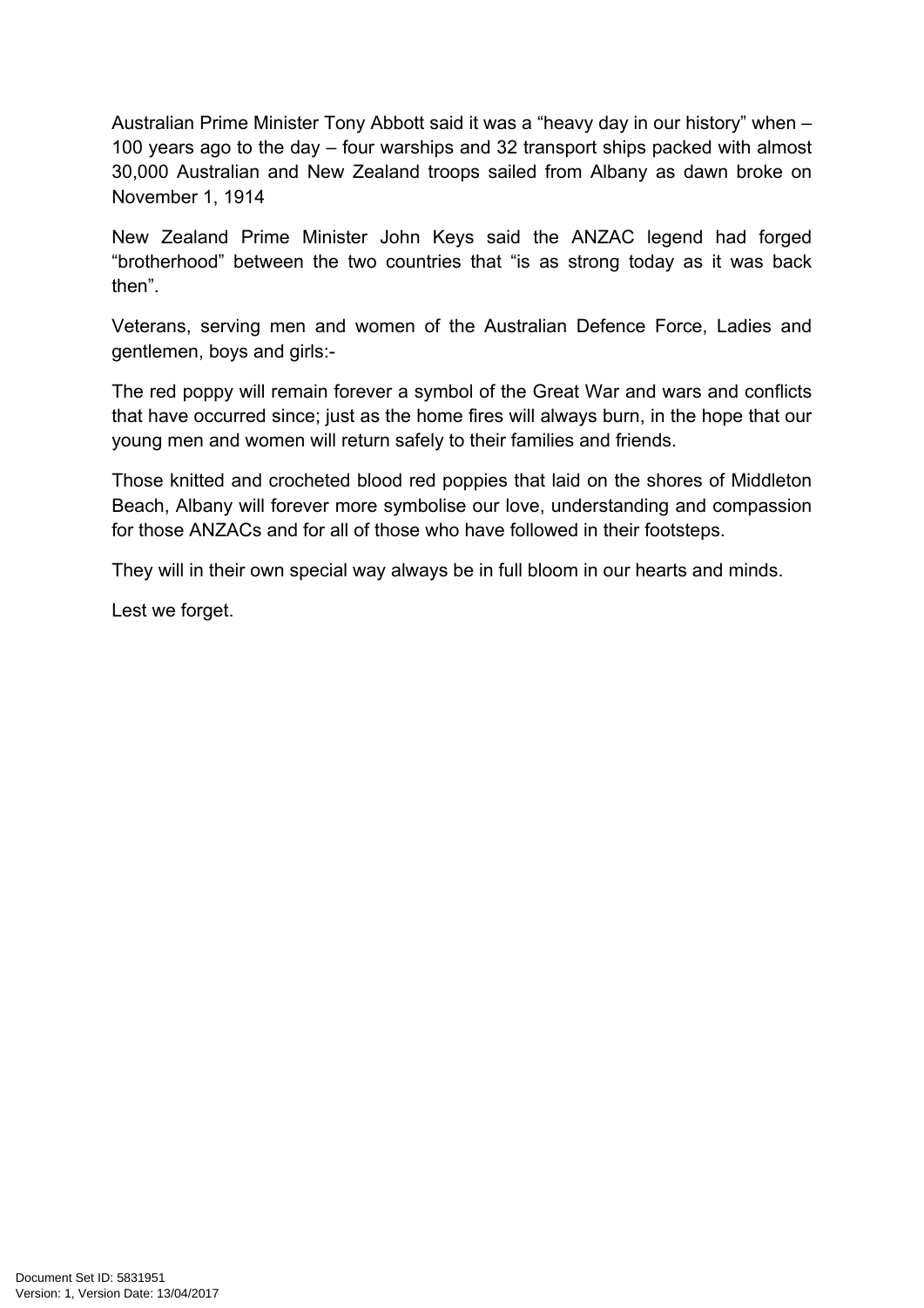Australian Prime Minister Tony Abbott said it was a “heavy day in our history” when – 100 years ago to the day – four warships and 32 transport ships packed with almost 30,000 Australian and New Zealand troops sailed from Albany as dawn broke on November 1, 1914

New Zealand Prime Minister John Keys said the ANZAC legend had forged “brotherhood” between the two countries that “is as strong today as it was back then”.

Veterans, serving men and women of the Australian Defence Force, Ladies and gentlemen, boys and girls:-

The red poppy will remain forever a symbol of the Great War and wars and conflicts that have occurred since; just as the home fires will always burn, in the hope that our young men and women will return safely to their families and friends.

Those knitted and crocheted blood red poppies that laid on the shores of Middleton Beach, Albany will forever more symbolise our love, understanding and compassion for those ANZACs and for all of those who have followed in their footsteps.

They will in their own special way always be in full bloom in our hearts and minds.

Lest we forget.